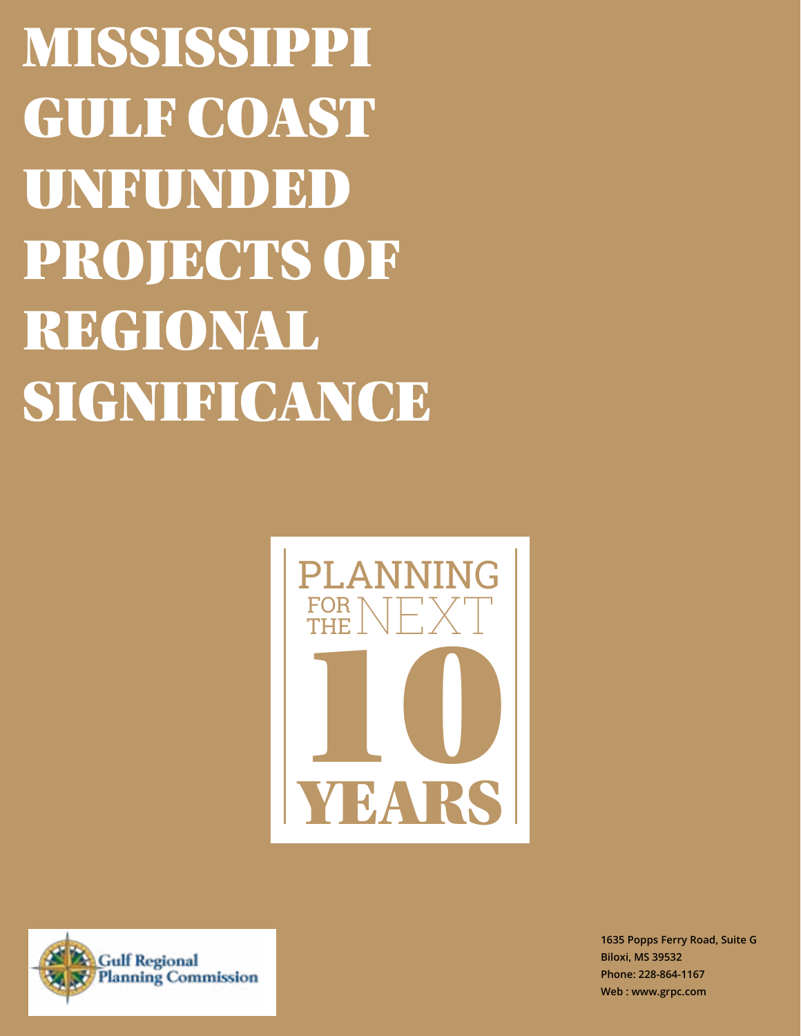# MISSISSIPPI GULF COAST UNFUNDED PROJECTS OF REGIONAL SIGNIFICANCE

PLANNING FOR THE NEXT 10 YEARS

Gulf Regional Planning Commission

1635 Popps Ferry Road, Suite G
Biloxi, MS 39532
Phone: 228-864-1167
Web : www.grpc.com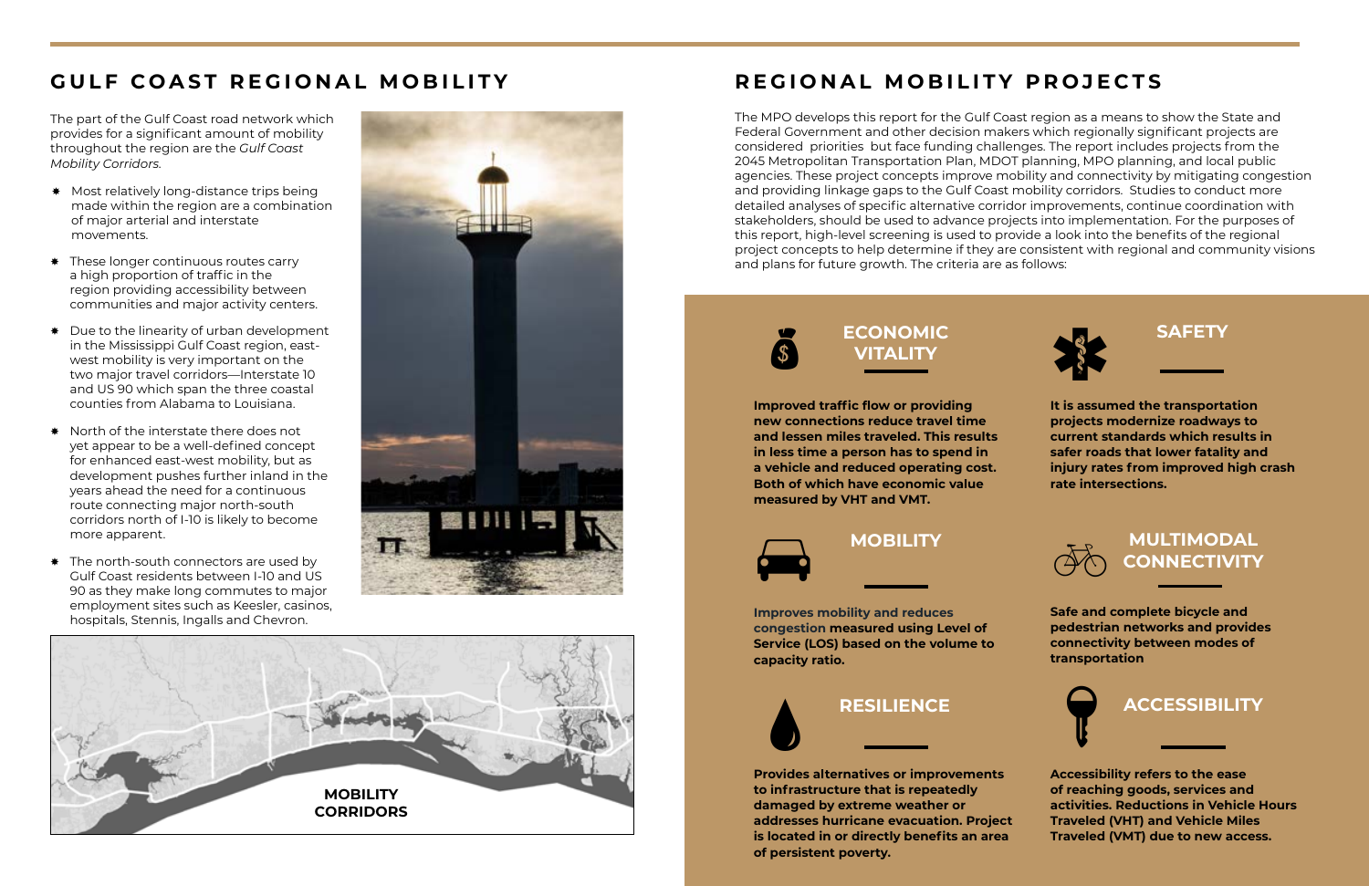# GULF COAST REGIONAL MOBILITY

The part of the Gulf Coast road network which provides for a significant amount of mobility throughout the region are the *Gulf Coast Mobility Corridors.*

- Most relatively long-distance trips being made within the region are a combination of major arterial and interstate movements.
- These longer continuous routes carry a high proportion of traffic in the region providing accessibility between communities and major activity centers.
- Due to the linearity of urban development in the Mississippi Gulf Coast region, east-west mobility is very important on the two major travel corridors—Interstate 10 and US 90 which span the three coastal counties from Alabama to Louisiana.
- North of the interstate there does not yet appear to be a well-defined concept for enhanced east-west mobility, but as development pushes further inland in the years ahead the need for a continuous route connecting major north-south corridors north of I-10 is likely to become more apparent.
- The north-south connectors are used by Gulf Coast residents between I-10 and US 90 as they make long commutes to major employment sites such as Keesler, casinos, hospitals, Stennis, Ingalls and Chevron.

MOBILITY CORRIDORS

# REGIONAL MOBILITY PROJECTS

The MPO develops this report for the Gulf Coast region as a means to show the State and Federal Government and other decision makers which regionally significant projects are considered priorities but face funding challenges. The report includes projects from the 2045 Metropolitan Transportation Plan, MDOT planning, MPO planning, and local public agencies. These project concepts improve mobility and connectivity by mitigating congestion and providing linkage gaps to the Gulf Coast mobility corridors. Studies to conduct more detailed analyses of specific alternative corridor improvements, continue coordination with stakeholders, should be used to advance projects into implementation. For the purposes of this report, high-level screening is used to provide a look into the benefits of the regional project concepts to help determine if they are consistent with regional and community visions and plans for future growth. The criteria are as follows:

## ECONOMIC VITALITY

**Improved traffic flow or providing new connections reduce travel time and lessen miles traveled. This results in less time a person has to spend in a vehicle and reduced operating cost. Both of which have economic value measured by VHT and VMT.**

## SAFETY

**It is assumed the transportation projects modernize roadways to current standards which results in safer roads that lower fatality and injury rates from improved high crash rate intersections.**

## MOBILITY

**Improves mobility and reduces congestion measured using Level of Service (LOS) based on the volume to capacity ratio.**

## MULTIMODAL CONNECTIVITY

**Safe and complete bicycle and pedestrian networks and provides connectivity between modes of transportation**

## RESILIENCE

**Provides alternatives or improvements to infrastructure that is repeatedly damaged by extreme weather or addresses hurricane evacuation. Project is located in or directly benefits an area of persistent poverty.**

## ACCESSIBILITY

**Accessibility refers to the ease of reaching goods, services and activities. Reductions in Vehicle Hours Traveled (VHT) and Vehicle Miles Traveled (VMT) due to new access.**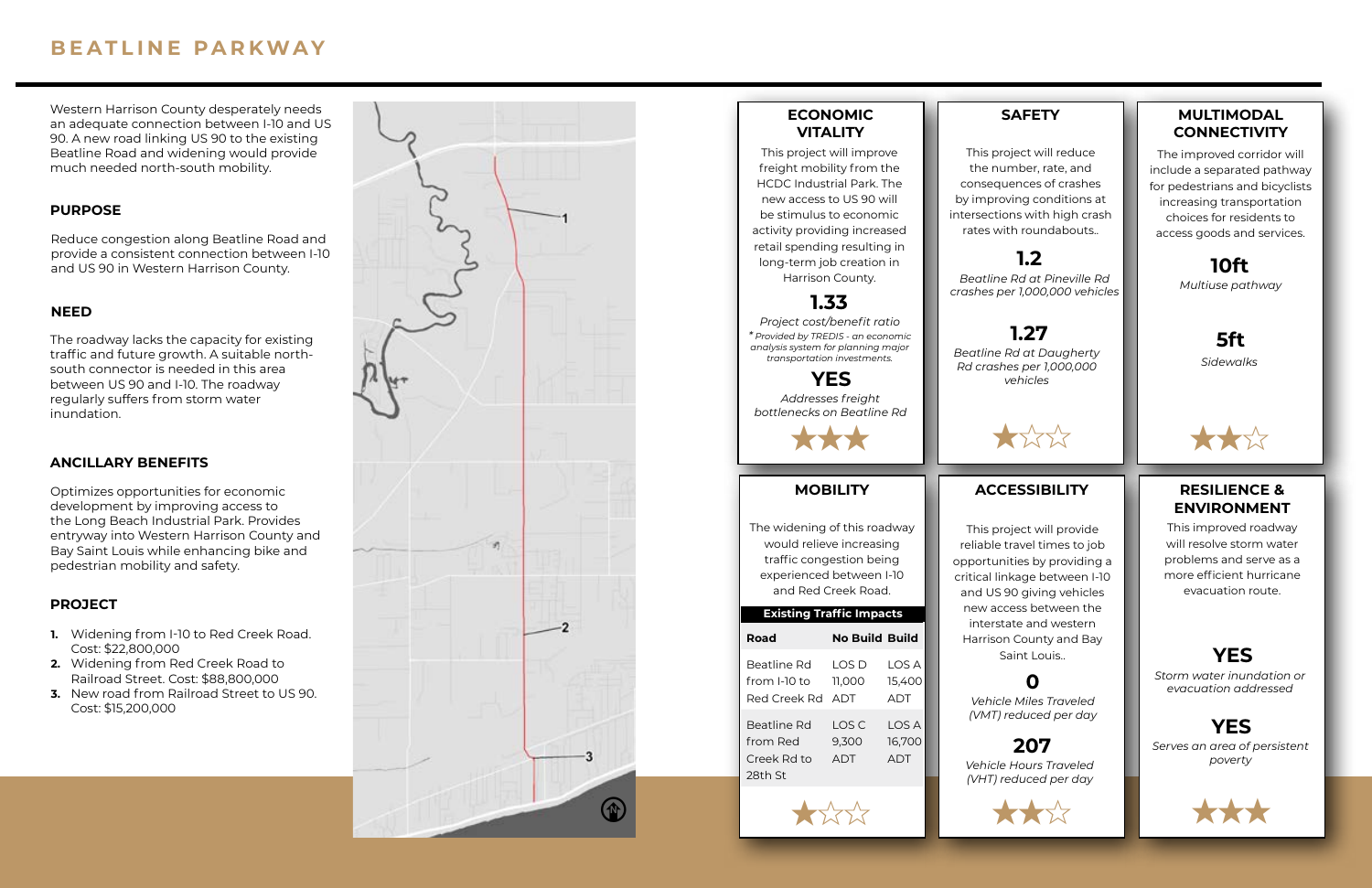# BEATLINE PARKWAY

Western Harrison County desperately needs an adequate connection between I-10 and US 90. A new road linking US 90 to the existing Beatline Road and widening would provide much needed north-south mobility.

## PURPOSE

Reduce congestion along Beatline Road and provide a consistent connection between I-10 and US 90 in Western Harrison County.

## NEED

The roadway lacks the capacity for existing traffic and future growth. A suitable north-south connector is needed in this area between US 90 and I-10. The roadway regularly suffers from storm water inundation.

## ANCILLARY BENEFITS

Optimizes opportunities for economic development by improving access to the Long Beach Industrial Park. Provides entryway into Western Harrison County and Bay Saint Louis while enhancing bike and pedestrian mobility and safety.

## PROJECT

1. Widening from I-10 to Red Creek Road. Cost: $22,800,000
2. Widening from Red Creek Road to Railroad Street. Cost: $88,800,000
3. New road from Railroad Street to US 90. Cost: $15,200,000

1

2

3

### ECONOMIC VITALITY

This project will improve freight mobility from the HCDC Industrial Park. The new access to US 90 will be stimulus to economic activity providing increased retail spending resulting in long-term job creation in Harrison County.

**1.33**

*Project cost/benefit ratio*

*\* Provided by TREDIS - an economic analysis system for planning major transportation investments.*

**YES**

*Addresses freight bottlenecks on Beatline Rd*

★★★

### SAFETY

This project will reduce the number, rate, and consequences of crashes by improving conditions at intersections with high crash rates with roundabouts..

**1.2**

*Beatline Rd at Pineville Rd crashes per 1,000,000 vehicles*

**1.27**

*Beatline Rd at Daugherty Rd crashes per 1,000,000 vehicles*

★☆☆

### MULTIMODAL CONNECTIVITY

The improved corridor will include a separated pathway for pedestrians and bicyclists increasing transportation choices for residents to access goods and services.

**10ft**

*Multiuse pathway*

**5ft**

*Sidewalks*

★★☆

### MOBILITY

The widening of this roadway would relieve increasing traffic congestion being experienced between I-10 and Red Creek Road.

**Existing Traffic Impacts**

| Road | No Build | Build |
|---|---|---|
| Beatline Rd from I-10 to Red Creek Rd | LOS D 11,000 ADT | LOS A 15,400 ADT |
| Beatline Rd from Red Creek Rd to 28th St | LOS C 9,300 ADT | LOS A 16,700 ADT |

★☆☆

### ACCESSIBILITY

This project will provide reliable travel times to job opportunities by providing a critical linkage between I-10 and US 90 giving vehicles new access between the interstate and western Harrison County and Bay Saint Louis..

**0**

*Vehicle Miles Traveled (VMT) reduced per day*

**207**

*Vehicle Hours Traveled (VHT) reduced per day*

★★☆

### RESILIENCE & ENVIRONMENT

This improved roadway will resolve storm water problems and serve as a more efficient hurricane evacuation route.

**YES**

*Storm water inundation or evacuation addressed*

**YES**

*Serves an area of persistent poverty*

★★★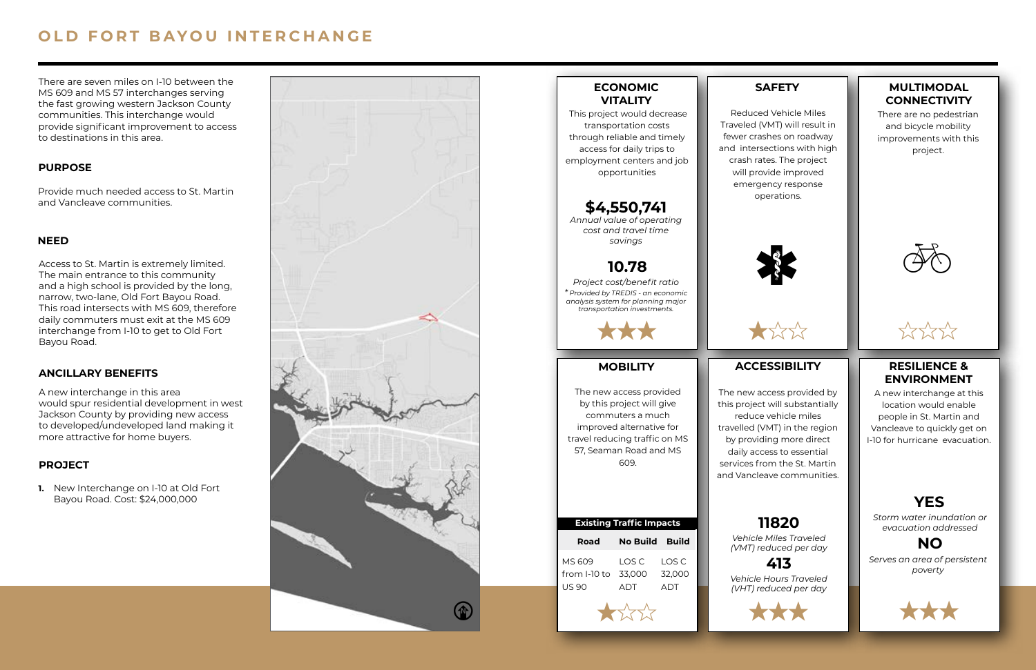# OLD FORT BAYOU INTERCHANGE

There are seven miles on I-10 between the MS 609 and MS 57 interchanges serving the fast growing western Jackson County communities. This interchange would provide significant improvement to access to destinations in this area.

### PURPOSE

Provide much needed access to St. Martin and Vancleave communities.

### NEED

Access to St. Martin is extremely limited. The main entrance to this community and a high school is provided by the long, narrow, two-lane, Old Fort Bayou Road. This road intersects with MS 609, therefore daily commuters must exit at the MS 609 interchange from I-10 to get to Old Fort Bayou Road.

### ANCILLARY BENEFITS

A new interchange in this area would spur residential development in west Jackson County by providing new access to developed/undeveloped land making it more attractive for home buyers.

### PROJECT

1. New Interchange on I-10 at Old Fort Bayou Road. Cost: $24,000,000

### ECONOMIC VITALITY

This project would decrease transportation costs through reliable and timely access for daily trips to employment centers and job opportunities

**$4,550,741**

*Annual value of operating cost and travel time savings*

**10.78**

*Project cost/benefit ratio*

*\* Provided by TREDIS - an economic analysis system for planning major transportation investments.*

★★★

### SAFETY

Reduced Vehicle Miles Traveled (VMT) will result in fewer crashes on roadway and intersections with high crash rates. The project will provide improved emergency response operations.

★☆☆

### MULTIMODAL CONNECTIVITY

There are no pedestrian and bicycle mobility improvements with this project.

☆☆☆

### MOBILITY

The new access provided by this project will give commuters a much improved alternative for travel reducing traffic on MS 57, Seaman Road and MS 609.

**Existing Traffic Impacts**

| Road | No Build | Build |
|---|---|---|
| MS 609 from I-10 to US 90 | LOS C 33,000 ADT | LOS C 32,000 ADT |

★☆☆

### ACCESSIBILITY

The new access provided by this project will substantially reduce vehicle miles travelled (VMT) in the region by providing more direct daily access to essential services from the St. Martin and Vancleave communities.

**11820**

*Vehicle Miles Traveled (VMT) reduced per day*

**413**

*Vehicle Hours Traveled (VHT) reduced per day*

★★★

### RESILIENCE & ENVIRONMENT

A new interchange at this location would enable people in St. Martin and Vancleave to quickly get on I-10 for hurricane evacuation.

**YES**

*Storm water inundation or evacuation addressed*

**NO**

*Serves an area of persistent poverty*

★★★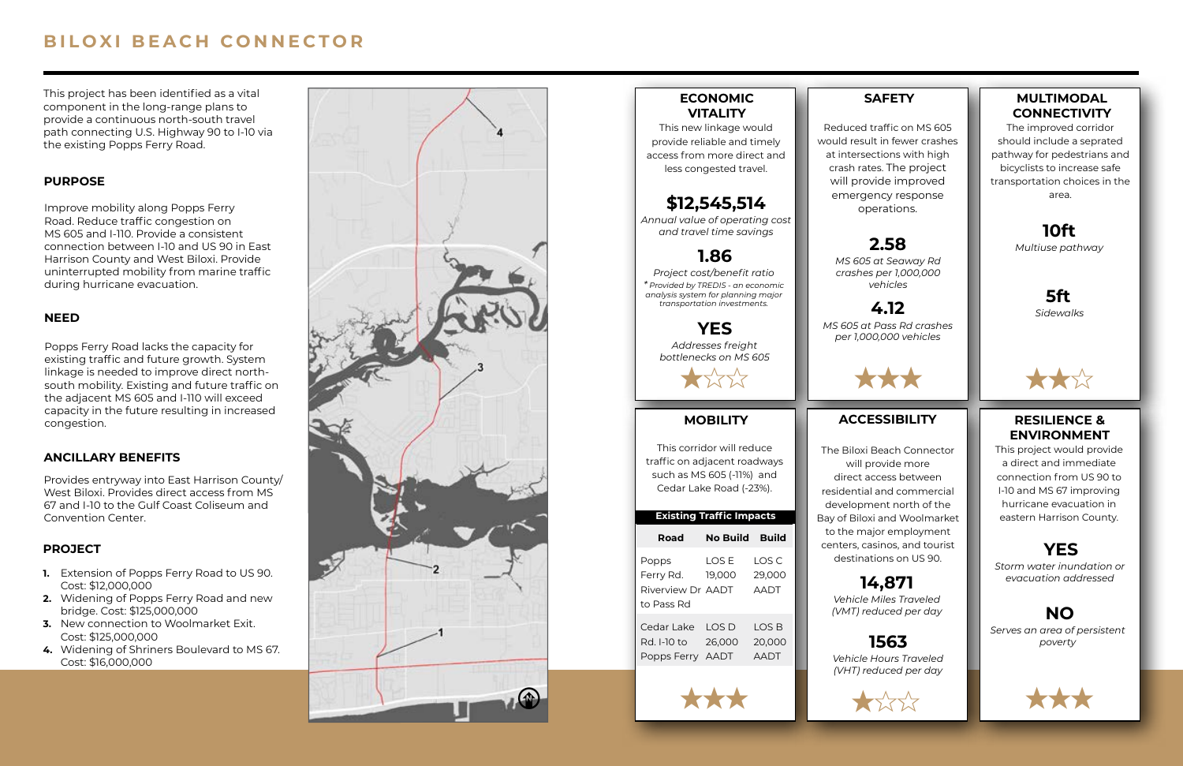// BILOXI BEACH CONNECTOR

This project has been identified as a vital component in the long-range plans to provide a continuous north-south travel path connecting U.S. Highway 90 to I-10 via the existing Popps Ferry Road.

### PURPOSE

Improve mobility along Popps Ferry Road. Reduce traffic congestion on MS 605 and I-110. Provide a consistent connection between I-10 and US 90 in East Harrison County and West Biloxi. Provide uninterrupted mobility from marine traffic during hurricane evacuation.

### NEED

Popps Ferry Road lacks the capacity for existing traffic and future growth. System linkage is needed to improve direct north-south mobility. Existing and future traffic on the adjacent MS 605 and I-110 will exceed capacity in the future resulting in increased congestion.

### ANCILLARY BENEFITS

Provides entryway into East Harrison County/ West Biloxi. Provides direct access from MS 67 and I-10 to the Gulf Coast Coliseum and Convention Center.

### PROJECT

1. Extension of Popps Ferry Road to US 90. Cost: $12,000,000
2. Widening of Popps Ferry Road and new bridge. Cost: $125,000,000
3. New connection to Woolmarket Exit. Cost: $125,000,000
4. Widening of Shriners Boulevard to MS 67. Cost: $16,000,000

### ECONOMIC VITALITY

This new linkage would provide reliable and timely access from more direct and less congested travel.

**$12,545,514**
*Annual value of operating cost and travel time savings*

**1.86**
*Project cost/benefit ratio*
*\* Provided by TREDIS - an economic analysis system for planning major transportation investments.*

**YES**
*Addresses freight bottlenecks on MS 605*

★☆☆

### SAFETY

Reduced traffic on MS 605 would result in fewer crashes at intersections with high crash rates. The project will provide improved emergency response operations.

**2.58**
*MS 605 at Seaway Rd crashes per 1,000,000 vehicles*

**4.12**
*MS 605 at Pass Rd crashes per 1,000,000 vehicles*

★★★

### MULTIMODAL CONNECTIVITY

The improved corridor should include a seprated pathway for pedestrians and bicyclists to increase safe transportation choices in the area.

**10ft**
*Multiuse pathway*

**5ft**
*Sidewalks*

★★☆

### MOBILITY

This corridor will reduce traffic on adjacent roadways such as MS 605 (-11%) and Cedar Lake Road (-23%).

**Existing Traffic Impacts**

| Road | No Build | Build |
|---|---|---|
| Popps Ferry Rd. Riverview Dr to Pass Rd | LOS E 19,000 AADT | LOS C 29,000 AADT |
| Cedar Lake Rd. I-10 to Popps Ferry | LOS D 26,000 AADT | LOS B 20,000 AADT |

★★★

### ACCESSIBILITY

The Biloxi Beach Connector will provide more direct access between residential and commercial development north of the Bay of Biloxi and Woolmarket to the major employment centers, casinos, and tourist destinations on US 90.

**14,871**
*Vehicle Miles Traveled (VMT) reduced per day*

**1563**
*Vehicle Hours Traveled (VHT) reduced per day*

★☆☆

### RESILIENCE & ENVIRONMENT

This project would provide a direct and immediate connection from US 90 to I-10 and MS 67 improving hurricane evacuation in eastern Harrison County.

**YES**
*Storm water inundation or evacuation addressed*

**NO**
*Serves an area of persistent poverty*

★★★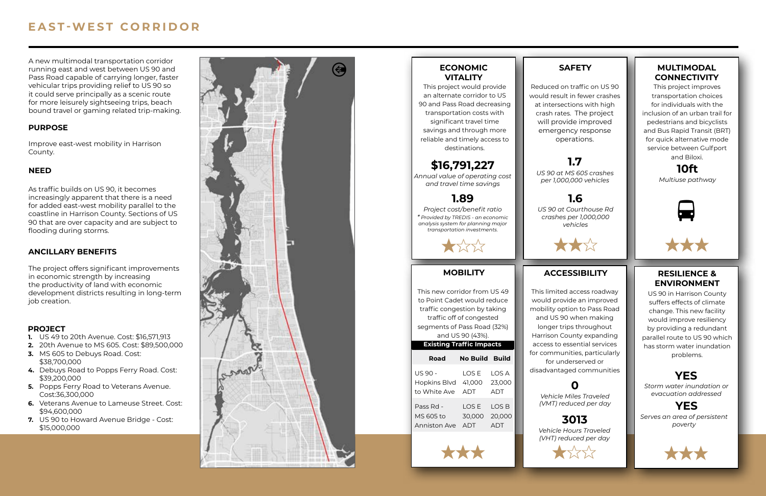# EAST-WEST CORRIDOR

A new multimodal transportation corridor running east and west between US 90 and Pass Road capable of carrying longer, faster vehicular trips providing relief to US 90 so it could serve principally as a scenic route for more leisurely sightseeing trips, beach bound travel or gaming related trip-making.

### PURPOSE

Improve east-west mobility in Harrison County.

### NEED

As traffic builds on US 90, it becomes increasingly apparent that there is a need for added east-west mobility parallel to the coastline in Harrison County. Sections of US 90 that are over capacity and are subject to flooding during storms.

### ANCILLARY BENEFITS

The project offers significant improvements in economic strength by increasing the productivity of land with economic development districts resulting in long-term job creation.

### PROJECT

1. US 49 to 20th Avenue. Cost: $16,571,913
2. 20th Avenue to MS 605. Cost: $89,500,000
3. MS 605 to Debuys Road. Cost: $38,700,000
4. Debuys Road to Popps Ferry Road. Cost: $39,200,000
5. Popps Ferry Road to Veterans Avenue. Cost:36,300,000
6. Veterans Avenue to Lameuse Street. Cost: $94,600,000
7. US 90 to Howard Avenue Bridge - Cost: $15,000,000

### ECONOMIC VITALITY

This project would provide an alternate corridor to US 90 and Pass Road decreasing transportation costs with significant travel time savings and through more reliable and timely access to destinations.

**$16,791,227**

*Annual value of operating cost and travel time savings*

**1.89**

*Project cost/benefit ratio*

*\* Provided by TREDIS - an economic analysis system for planning major transportation investments.*

★☆☆

### SAFETY

Reduced on traffic on US 90 would result in fewer crashes at intersections with high crash rates. The project will provide improved emergency response operations.

**1.7**

*US 90 at MS 605 crashes per 1,000,000 vehicles*

**1.6**

*US 90 at Courthouse Rd crashes per 1,000,000 vehicles*

★★☆

### MULTIMODAL CONNECTIVITY

This project improves transportation choices for individuals with the inclusion of an urban trail for pedestrians and bicyclists and Bus Rapid Transit (BRT) for quick alternative mode service between Gulfport and Biloxi.

**10ft**

*Multiuse pathway*

★★★

### MOBILITY

This new corridor from US 49 to Point Cadet would reduce traffic congestion by taking traffic off of congested segments of Pass Road (32%) and US 90 (43%).

**Existing Traffic Impacts**

| Road | No Build | Build |
|---|---|---|
| US 90 - Hopkins Blvd to White Ave | LOS E 41,000 ADT | LOS A 23,000 ADT |
| Pass Rd - MS 605 to Anniston Ave | LOS E 30,000 ADT | LOS B 20,000 ADT |

★★★

### ACCESSIBILITY

This limited access roadway would provide an improved mobility option to Pass Road and US 90 when making longer trips throughout Harrison County expanding access to essential services for communities, particularly for underserved or disadvantaged communities

**0**

*Vehicle Miles Traveled (VMT) reduced per day*

**3013**

*Vehicle Hours Traveled (VHT) reduced per day*

★☆☆

### RESILIENCE & ENVIRONMENT

US 90 in Harrison County suffers effects of climate change. This new facility would improve resiliency by providing a redundant parallel route to US 90 which has storm water inundation problems.

**YES**

*Storm water inundation or evacuation addressed*

**YES**

*Serves an area of persistent poverty*

★★★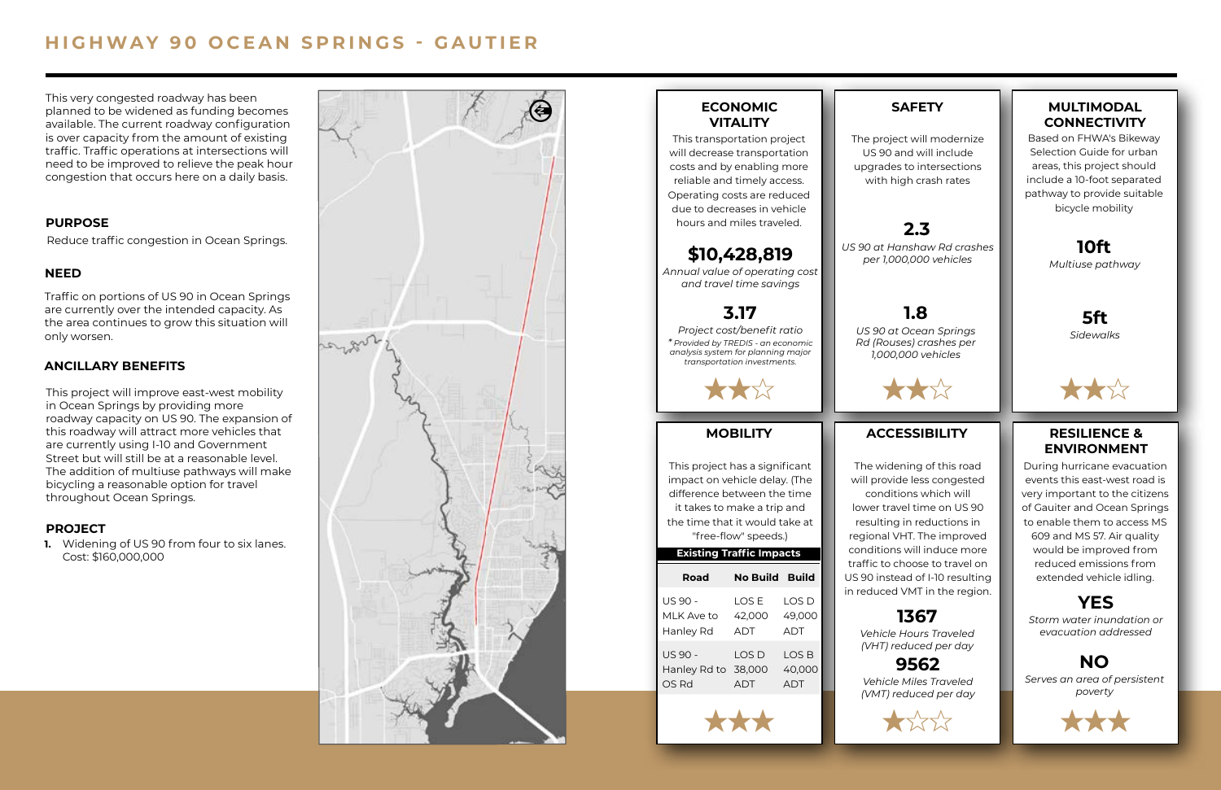# HIGHWAY 90 OCEAN SPRINGS - GAUTIER

This very congested roadway has been planned to be widened as funding becomes available. The current roadway configuration is over capacity from the amount of existing traffic. Traffic operations at intersections will need to be improved to relieve the peak hour congestion that occurs here on a daily basis.

### PURPOSE

Reduce traffic congestion in Ocean Springs.

### NEED

Traffic on portions of US 90 in Ocean Springs are currently over the intended capacity. As the area continues to grow this situation will only worsen.

### ANCILLARY BENEFITS

This project will improve east-west mobility in Ocean Springs by providing more roadway capacity on US 90. The expansion of this roadway will attract more vehicles that are currently using I-10 and Government Street but will still be at a reasonable level. The addition of multiuse pathways will make bicycling a reasonable option for travel throughout Ocean Springs.

### PROJECT

1. Widening of US 90 from four to six lanes. Cost: $160,000,000

### ECONOMIC VITALITY

This transportation project will decrease transportation costs and by enabling more reliable and timely access. Operating costs are reduced due to decreases in vehicle hours and miles traveled.

**$10,428,819**

*Annual value of operating cost and travel time savings*

**3.17**

*Project cost/benefit ratio*

*\* Provided by TREDIS - an economic analysis system for planning major transportation investments.*

★★☆

### SAFETY

The project will modernize US 90 and will include upgrades to intersections with high crash rates

**2.3**

*US 90 at Hanshaw Rd crashes per 1,000,000 vehicles*

**1.8**

*US 90 at Ocean Springs Rd (Rouses) crashes per 1,000,000 vehicles*

★★☆

### MULTIMODAL CONNECTIVITY

Based on FHWA's Bikeway Selection Guide for urban areas, this project should include a 10-foot separated pathway to provide suitable bicycle mobility

**10ft**

*Multiuse pathway*

**5ft**

*Sidewalks*

★★☆

### MOBILITY

This project has a significant impact on vehicle delay. (The difference between the time it takes to make a trip and the time that it would take at "free-flow" speeds.)

**Existing Traffic Impacts**

| Road | No Build | Build |
|---|---|---|
| US 90 - MLK Ave to Hanley Rd | LOS E 42,000 ADT | LOS D 49,000 ADT |
| US 90 - Hanley Rd to OS Rd | LOS D 38,000 ADT | LOS B 40,000 ADT |

★★★

### ACCESSIBILITY

The widening of this road will provide less congested conditions which will lower travel time on US 90 resulting in reductions in regional VHT. The improved conditions will induce more traffic to choose to travel on US 90 instead of I-10 resulting in reduced VMT in the region.

**1367**

*Vehicle Hours Traveled (VHT) reduced per day*

**9562**

*Vehicle Miles Traveled (VMT) reduced per day*

★☆☆

### RESILIENCE & ENVIRONMENT

During hurricane evacuation events this east-west road is very important to the citizens of Gauiter and Ocean Springs to enable them to access MS 609 and MS 57. Air quality would be improved from reduced emissions from extended vehicle idling.

**YES**

*Storm water inundation or evacuation addressed*

**NO**

*Serves an area of persistent poverty*

★★★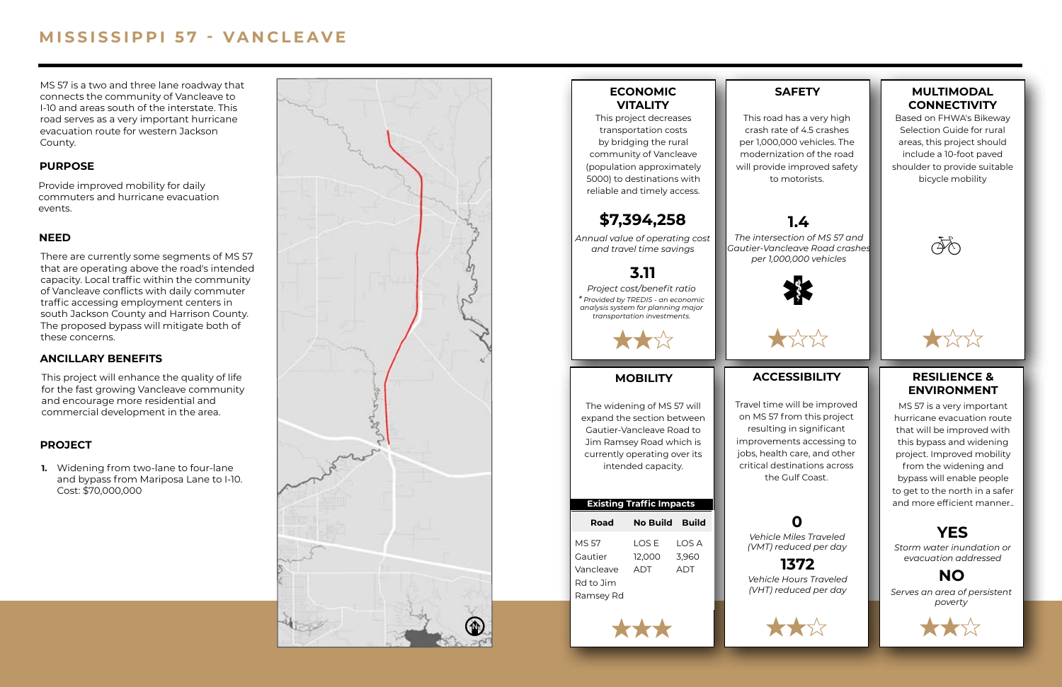# MISSISSIPPI 57 - VANCLEAVE

MS 57 is a two and three lane roadway that connects the community of Vancleave to I-10 and areas south of the interstate. This road serves as a very important hurricane evacuation route for western Jackson County.

### PURPOSE

Provide improved mobility for daily commuters and hurricane evacuation events.

### NEED

There are currently some segments of MS 57 that are operating above the road's intended capacity. Local traffic within the community of Vancleave conflicts with daily commuter traffic accessing employment centers in south Jackson County and Harrison County. The proposed bypass will mitigate both of these concerns.

### ANCILLARY BENEFITS

This project will enhance the quality of life for the fast growing Vancleave community and encourage more residential and commercial development in the area.

### PROJECT

1. Widening from two-lane to four-lane and bypass from Mariposa Lane to I-10. Cost: $70,000,000

### ECONOMIC VITALITY

This project decreases transportation costs by bridging the rural community of Vancleave (population approximately 5000) to destinations with reliable and timely access.

**$7,394,258**

*Annual value of operating cost and travel time savings*

**3.11**

*Project cost/benefit ratio*

*\* Provided by TREDIS - an economic analysis system for planning major transportation investments.*

★★☆

### SAFETY

This road has a very high crash rate of 4.5 crashes per 1,000,000 vehicles. The modernization of the road will provide improved safety to motorists.

**1.4**

*The intersection of MS 57 and Gautier-Vancleave Road crashes per 1,000,000 vehicles*

★☆☆

### MULTIMODAL CONNECTIVITY

Based on FHWA's Bikeway Selection Guide for rural areas, this project should include a 10-foot paved shoulder to provide suitable bicycle mobility

★☆☆

### MOBILITY

The widening of MS 57 will expand the section between Gautier-Vancleave Road to Jim Ramsey Road which is currently operating over its intended capacity.

**Existing Traffic Impacts**

| Road | No Build | Build |
|---|---|---|
| MS 57 Gautier Vancleave Rd to Jim Ramsey Rd | LOS E 12,000 ADT | LOS A 3,960 ADT |

★★★

### ACCESSIBILITY

Travel time will be improved on MS 57 from this project resulting in significant improvements accessing to jobs, health care, and other critical destinations across the Gulf Coast.

**0**

*Vehicle Miles Traveled (VMT) reduced per day*

**1372**

*Vehicle Hours Traveled (VHT) reduced per day*

★★☆

### RESILIENCE & ENVIRONMENT

MS 57 is a very important hurricane evacuation route that will be improved with this bypass and widening project. Improved mobility from the widening and bypass will enable people to get to the north in a safer and more efficient manner..

**YES**

*Storm water inundation or evacuation addressed*

**NO**

*Serves an area of persistent poverty*

★★☆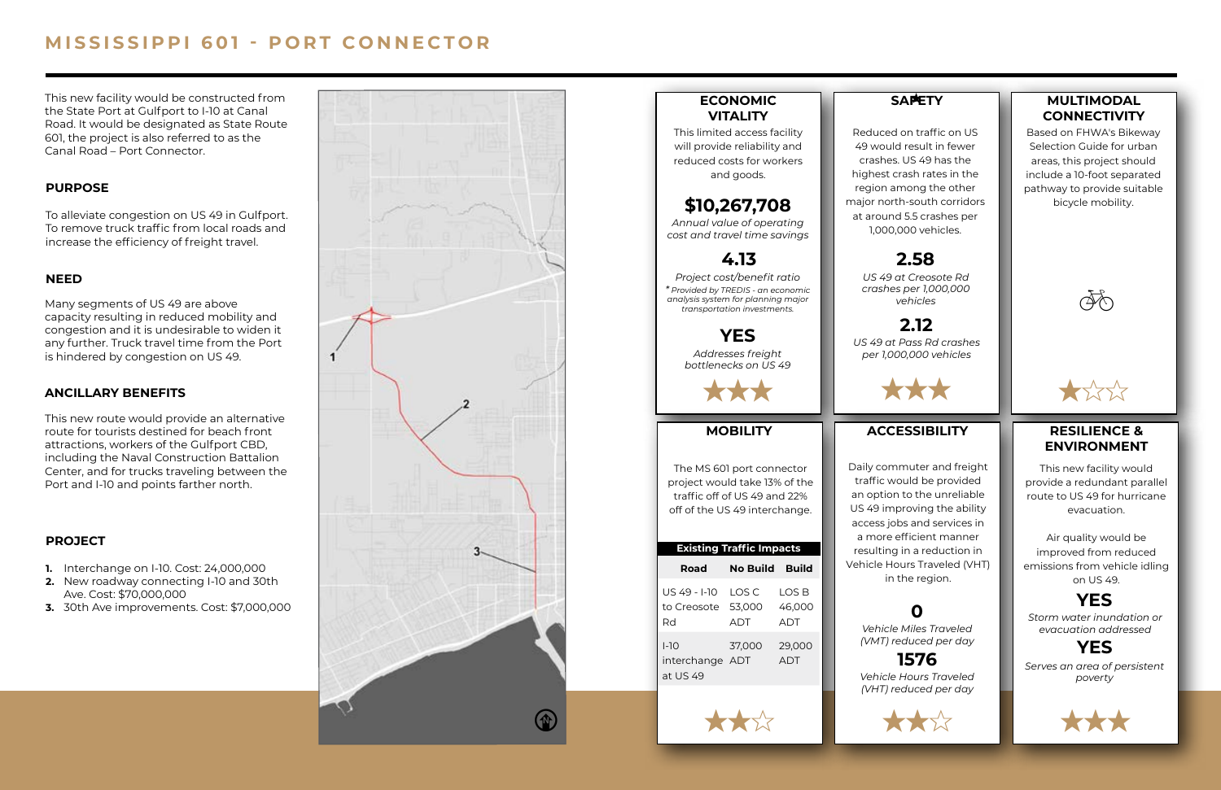# MISSISSIPPI 601 - PORT CONNECTOR

This new facility would be constructed from the State Port at Gulfport to I-10 at Canal Road. It would be designated as State Route 601, the project is also referred to as the Canal Road – Port Connector.

### PURPOSE

To alleviate congestion on US 49 in Gulfport. To remove truck traffic from local roads and increase the efficiency of freight travel.

### NEED

Many segments of US 49 are above capacity resulting in reduced mobility and congestion and it is undesirable to widen it any further. Truck travel time from the Port is hindered by congestion on US 49.

### ANCILLARY BENEFITS

This new route would provide an alternative route for tourists destined for beach front attractions, workers of the Gulfport CBD, including the Naval Construction Battalion Center, and for trucks traveling between the Port and I-10 and points farther north.

### PROJECT

1. Interchange on I-10. Cost: 24,000,000
2. New roadway connecting I-10 and 30th Ave. Cost: $70,000,000
3. 30th Ave improvements. Cost: $7,000,000

1

2

3

### ECONOMIC VITALITY

This limited access facility will provide reliability and reduced costs for workers and goods.

**$10,267,708**

*Annual value of operating cost and travel time savings*

**4.13**

*Project cost/benefit ratio*

*\* Provided by TREDIS - an economic analysis system for planning major transportation investments.*

**YES**

*Addresses freight bottlenecks on US 49*

★★★

### SAFETY

Reduced on traffic on US 49 would result in fewer crashes. US 49 has the highest crash rates in the region among the other major north-south corridors at around 5.5 crashes per 1,000,000 vehicles.

**2.58**

*US 49 at Creosote Rd crashes per 1,000,000 vehicles*

**2.12**

*US 49 at Pass Rd crashes per 1,000,000 vehicles*

★★★

### MULTIMODAL CONNECTIVITY

Based on FHWA's Bikeway Selection Guide for urban areas, this project should include a 10-foot separated pathway to provide suitable bicycle mobility.

★☆☆

### MOBILITY

The MS 601 port connector project would take 13% of the traffic off of US 49 and 22% off of the US 49 interchange.

**Existing Traffic Impacts**

| Road | No Build | Build |
|---|---|---|
| US 49 - I-10 to Creosote Rd | LOS C 53,000 ADT | LOS B 46,000 ADT |
| I-10 interchange at US 49 | 37,000 ADT | 29,000 ADT |

★★☆

### ACCESSIBILITY

Daily commuter and freight traffic would be provided an option to the unreliable US 49 improving the ability access jobs and services in a more efficient manner resulting in a reduction in Vehicle Hours Traveled (VHT) in the region.

**0**

*Vehicle Miles Traveled (VMT) reduced per day*

**1576**

*Vehicle Hours Traveled (VHT) reduced per day*

★★☆

### RESILIENCE & ENVIRONMENT

This new facility would provide a redundant parallel route to US 49 for hurricane evacuation.

Air quality would be improved from reduced emissions from vehicle idling on US 49.

**YES**

*Storm water inundation or evacuation addressed*

**YES**

*Serves an area of persistent poverty*

★★★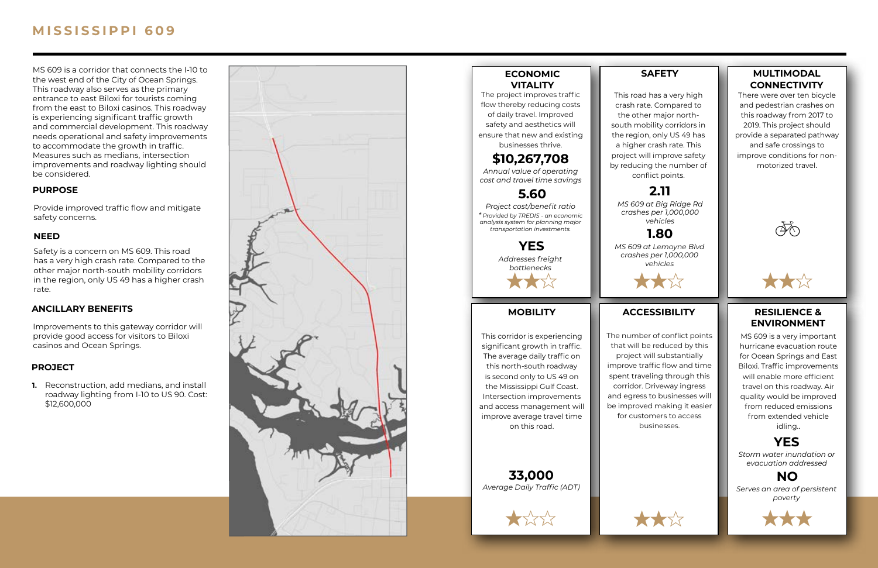# MISSISSIPPI 609

MS 609 is a corridor that connects the I-10 to the west end of the City of Ocean Springs. This roadway also serves as the primary entrance to east Biloxi for tourists coming from the east to Biloxi casinos. This roadway is experiencing significant traffic growth and commercial development. This roadway needs operational and safety improvements to accommodate the growth in traffic. Measures such as medians, intersection improvements and roadway lighting should be considered.

### PURPOSE

Provide improved traffic flow and mitigate safety concerns.

### NEED

Safety is a concern on MS 609. This road has a very high crash rate. Compared to the other major north-south mobility corridors in the region, only US 49 has a higher crash rate.

### ANCILLARY BENEFITS

Improvements to this gateway corridor will provide good access for visitors to Biloxi casinos and Ocean Springs.

### PROJECT

1. Reconstruction, add medians, and install roadway lighting from I-10 to US 90. Cost: $12,600,000

### ECONOMIC VITALITY

The project improves traffic flow thereby reducing costs of daily travel. Improved safety and aesthetics will ensure that new and existing businesses thrive.

**$10,267,708**

*Annual value of operating cost and travel time savings*

**5.60**

*Project cost/benefit ratio*

** Provided by TREDIS - an economic analysis system for planning major transportation investments.*

**YES**

*Addresses freight bottlenecks*

★★☆

### SAFETY

This road has a very high crash rate. Compared to the other major north-south mobility corridors in the region, only US 49 has a higher crash rate. This project will improve safety by reducing the number of conflict points.

**2.11**

*MS 609 at Big Ridge Rd crashes per 1,000,000 vehicles*

**1.80**

*MS 609 at Lemoyne Blvd crashes per 1,000,000 vehicles*

★★☆

### MULTIMODAL CONNECTIVITY

There were over ten bicycle and pedestrian crashes on this roadway from 2017 to 2019. This project should provide a separated pathway and safe crossings to improve conditions for non-motorized travel.

★★☆

### MOBILITY

This corridor is experiencing significant growth in traffic. The average daily traffic on this north-south roadway is second only to US 49 on the Mississippi Gulf Coast. Intersection improvements and access management will improve average travel time on this road.

**33,000**

*Average Daily Traffic (ADT)*

★☆☆

### ACCESSIBILITY

The number of conflict points that will be reduced by this project will substantially improve traffic flow and time spent traveling through this corridor. Driveway ingress and egress to businesses will be improved making it easier for customers to access businesses.

★★☆

### RESILIENCE & ENVIRONMENT

MS 609 is a very important hurricane evacuation route for Ocean Springs and East Biloxi. Traffic improvements will enable more efficient travel on this roadway. Air quality would be improved from reduced emissions from extended vehicle idling..

**YES**

*Storm water inundation or evacuation addressed*

**NO**

*Serves an area of persistent poverty*

★★★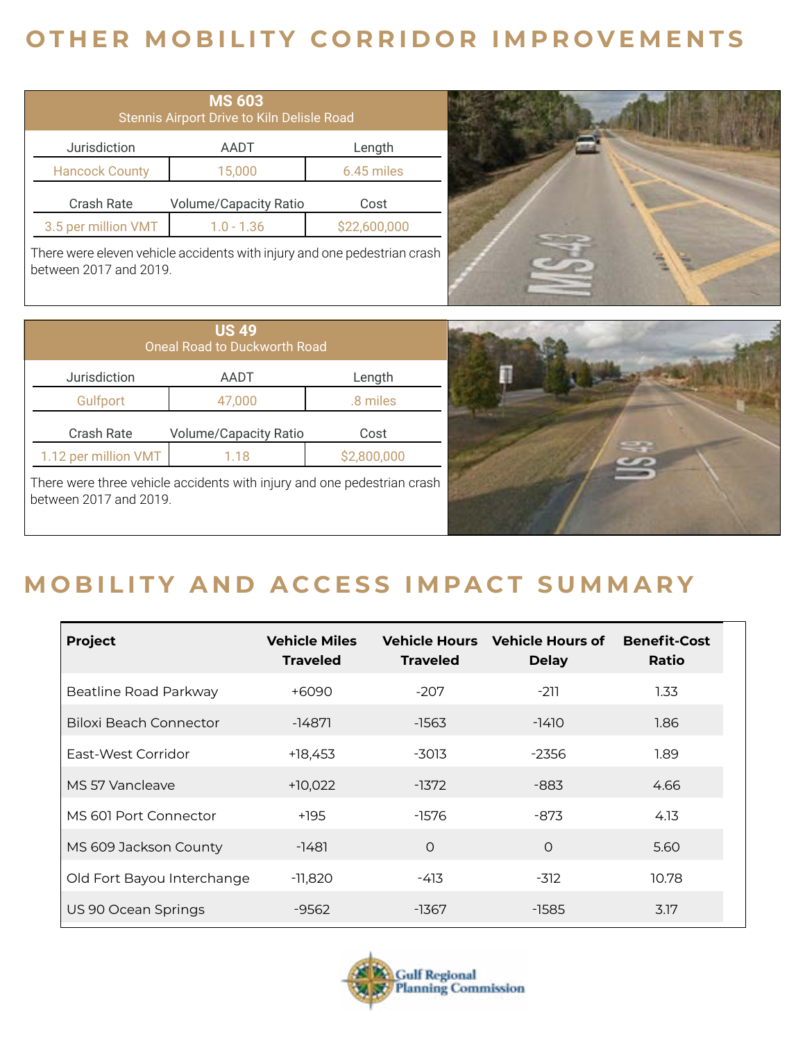# OTHER MOBILITY CORRIDOR IMPROVEMENTS

## MS 603
Stennis Airport Drive to Kiln Delisle Road

| Jurisdiction | AADT | Length |
|---|---|---|
| Hancock County | 15,000 | 6.45 miles |

| Crash Rate | Volume/Capacity Ratio | Cost |
|---|---|---|
| 3.5 per million VMT | 1.0 - 1.36 | $22,600,000 |

There were eleven vehicle accidents with injury and one pedestrian crash between 2017 and 2019.

## US 49
Oneal Road to Duckworth Road

| Jurisdiction | AADT | Length |
|---|---|---|
| Gulfport | 47,000 | .8 miles |

| Crash Rate | Volume/Capacity Ratio | Cost |
|---|---|---|
| 1.12 per million VMT | 1.18 | $2,800,000 |

There were three vehicle accidents with injury and one pedestrian crash between 2017 and 2019.

# MOBILITY AND ACCESS IMPACT SUMMARY

| Project | Vehicle Miles Traveled | Vehicle Hours Traveled | Vehicle Hours of Delay | Benefit-Cost Ratio |
|---|---|---|---|---|
| Beatline Road Parkway | +6090 | -207 | -211 | 1.33 |
| Biloxi Beach Connector | -14871 | -1563 | -1410 | 1.86 |
| East-West Corridor | +18,453 | -3013 | -2356 | 1.89 |
| MS 57 Vancleave | +10,022 | -1372 | -883 | 4.66 |
| MS 601 Port Connector | +195 | -1576 | -873 | 4.13 |
| MS 609 Jackson County | -1481 | 0 | 0 | 5.60 |
| Old Fort Bayou Interchange | -11,820 | -413 | -312 | 10.78 |
| US 90 Ocean Springs | -9562 | -1367 | -1585 | 3.17 |

Gulf Regional Planning Commission